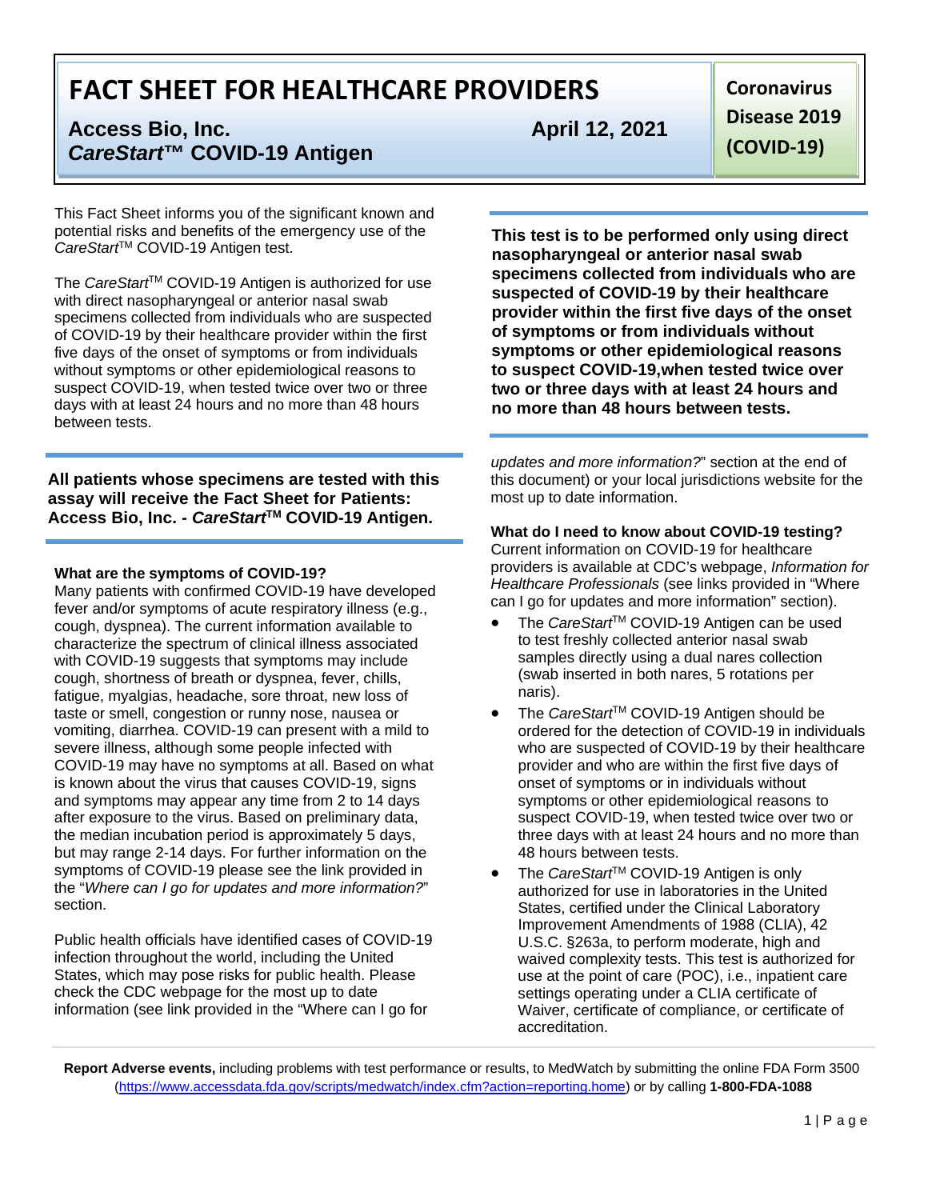# FACT SHEET FOR HEALTHCARE PROVIDERS

**Access Bio, Inc.**
***CareStart*™ COVID-19 Antigen**

**April 12, 2021**

**Coronavirus Disease 2019 (COVID-19)**

This Fact Sheet informs you of the significant known and potential risks and benefits of the emergency use of the *CareStart*™ COVID-19 Antigen test.

The *CareStart*™ COVID-19 Antigen is authorized for use with direct nasopharyngeal or anterior nasal swab specimens collected from individuals who are suspected of COVID-19 by their healthcare provider within the first five days of the onset of symptoms or from individuals without symptoms or other epidemiological reasons to suspect COVID-19, when tested twice over two or three days with at least 24 hours and no more than 48 hours between tests.

**All patients whose specimens are tested with this assay will receive the Fact Sheet for Patients: Access Bio, Inc. - *CareStart*™ COVID-19 Antigen.**

### What are the symptoms of COVID-19?

Many patients with confirmed COVID-19 have developed fever and/or symptoms of acute respiratory illness (e.g., cough, dyspnea). The current information available to characterize the spectrum of clinical illness associated with COVID-19 suggests that symptoms may include cough, shortness of breath or dyspnea, fever, chills, fatigue, myalgias, headache, sore throat, new loss of taste or smell, congestion or runny nose, nausea or vomiting, diarrhea. COVID-19 can present with a mild to severe illness, although some people infected with COVID-19 may have no symptoms at all. Based on what is known about the virus that causes COVID-19, signs and symptoms may appear any time from 2 to 14 days after exposure to the virus. Based on preliminary data, the median incubation period is approximately 5 days, but may range 2-14 days. For further information on the symptoms of COVID-19 please see the link provided in the "*Where can I go for updates and more information?*" section.

Public health officials have identified cases of COVID-19 infection throughout the world, including the United States, which may pose risks for public health. Please check the CDC webpage for the most up to date information (see link provided in the "Where can I go for *updates and more information?*" section at the end of this document) or your local jurisdictions website for the most up to date information.

**This test is to be performed only using direct nasopharyngeal or anterior nasal swab specimens collected from individuals who are suspected of COVID-19 by their healthcare provider within the first five days of the onset of symptoms or from individuals without symptoms or other epidemiological reasons to suspect COVID-19,when tested twice over two or three days with at least 24 hours and no more than 48 hours between tests.**

### What do I need to know about COVID-19 testing?

Current information on COVID-19 for healthcare providers is available at CDC's webpage, *Information for Healthcare Professionals* (see links provided in "Where can I go for updates and more information" section).

- The *CareStart*™ COVID-19 Antigen can be used to test freshly collected anterior nasal swab samples directly using a dual nares collection (swab inserted in both nares, 5 rotations per naris).
- The *CareStart*™ COVID-19 Antigen should be ordered for the detection of COVID-19 in individuals who are suspected of COVID-19 by their healthcare provider and who are within the first five days of onset of symptoms or in individuals without symptoms or other epidemiological reasons to suspect COVID-19, when tested twice over two or three days with at least 24 hours and no more than 48 hours between tests.
- The *CareStart*™ COVID-19 Antigen is only authorized for use in laboratories in the United States, certified under the Clinical Laboratory Improvement Amendments of 1988 (CLIA), 42 U.S.C. §263a, to perform moderate, high and waived complexity tests. This test is authorized for use at the point of care (POC), i.e., inpatient care settings operating under a CLIA certificate of Waiver, certificate of compliance, or certificate of accreditation.

**Report Adverse events,** including problems with test performance or results, to MedWatch by submitting the online FDA Form 3500 (https://www.accessdata.fda.gov/scripts/medwatch/index.cfm?action=reporting.home) or by calling **1-800-FDA-1088**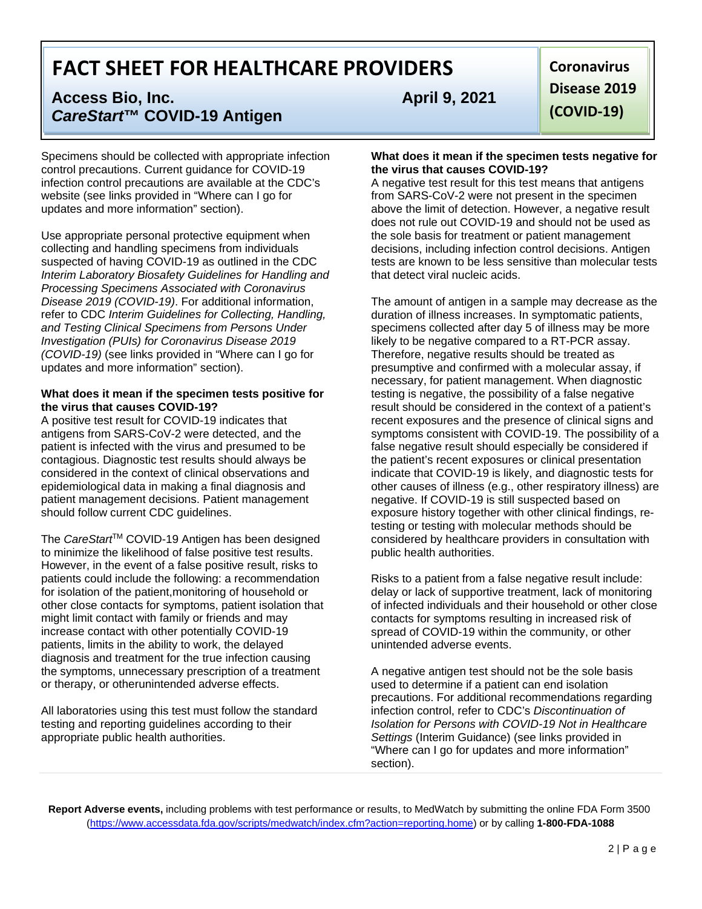Specimens should be collected with appropriate infection control precautions. Current guidance for COVID-19 infection control precautions are available at the CDC's website (see links provided in "Where can I go for updates and more information" section).

Use appropriate personal protective equipment when collecting and handling specimens from individuals suspected of having COVID-19 as outlined in the CDC *Interim Laboratory Biosafety Guidelines for Handling and Processing Specimens Associated with Coronavirus Disease 2019 (COVID-19)*. For additional information, refer to CDC *Interim Guidelines for Collecting, Handling, and Testing Clinical Specimens from Persons Under Investigation (PUIs) for Coronavirus Disease 2019 (COVID-19)* (see links provided in "Where can I go for updates and more information" section).

**What does it mean if the specimen tests positive for the virus that causes COVID-19?**

A positive test result for COVID-19 indicates that antigens from SARS-CoV-2 were detected, and the patient is infected with the virus and presumed to be contagious. Diagnostic test results should always be considered in the context of clinical observations and epidemiological data in making a final diagnosis and patient management decisions. Patient management should follow current CDC guidelines.

The *CareStart*™ COVID-19 Antigen has been designed to minimize the likelihood of false positive test results. However, in the event of a false positive result, risks to patients could include the following: a recommendation for isolation of the patient,monitoring of household or other close contacts for symptoms, patient isolation that might limit contact with family or friends and may increase contact with other potentially COVID-19 patients, limits in the ability to work, the delayed diagnosis and treatment for the true infection causing the symptoms, unnecessary prescription of a treatment or therapy, or otherunintended adverse effects.

All laboratories using this test must follow the standard testing and reporting guidelines according to their appropriate public health authorities.

**What does it mean if the specimen tests negative for the virus that causes COVID-19?**

A negative test result for this test means that antigens from SARS-CoV-2 were not present in the specimen above the limit of detection. However, a negative result does not rule out COVID-19 and should not be used as the sole basis for treatment or patient management decisions, including infection control decisions. Antigen tests are known to be less sensitive than molecular tests that detect viral nucleic acids.

The amount of antigen in a sample may decrease as the duration of illness increases. In symptomatic patients, specimens collected after day 5 of illness may be more likely to be negative compared to a RT-PCR assay. Therefore, negative results should be treated as presumptive and confirmed with a molecular assay, if necessary, for patient management. When diagnostic testing is negative, the possibility of a false negative result should be considered in the context of a patient's recent exposures and the presence of clinical signs and symptoms consistent with COVID-19. The possibility of a false negative result should especially be considered if the patient's recent exposures or clinical presentation indicate that COVID-19 is likely, and diagnostic tests for other causes of illness (e.g., other respiratory illness) are negative. If COVID-19 is still suspected based on exposure history together with other clinical findings, re-testing or testing with molecular methods should be considered by healthcare providers in consultation with public health authorities.

Risks to a patient from a false negative result include: delay or lack of supportive treatment, lack of monitoring of infected individuals and their household or other close contacts for symptoms resulting in increased risk of spread of COVID-19 within the community, or other unintended adverse events.

A negative antigen test should not be the sole basis used to determine if a patient can end isolation precautions. For additional recommendations regarding infection control, refer to CDC's *Discontinuation of Isolation for Persons with COVID-19 Not in Healthcare Settings* (Interim Guidance) (see links provided in "Where can I go for updates and more information" section).

**Report Adverse events,** including problems with test performance or results, to MedWatch by submitting the online FDA Form 3500 (https://www.accessdata.fda.gov/scripts/medwatch/index.cfm?action=reporting.home) or by calling **1-800-FDA-1088**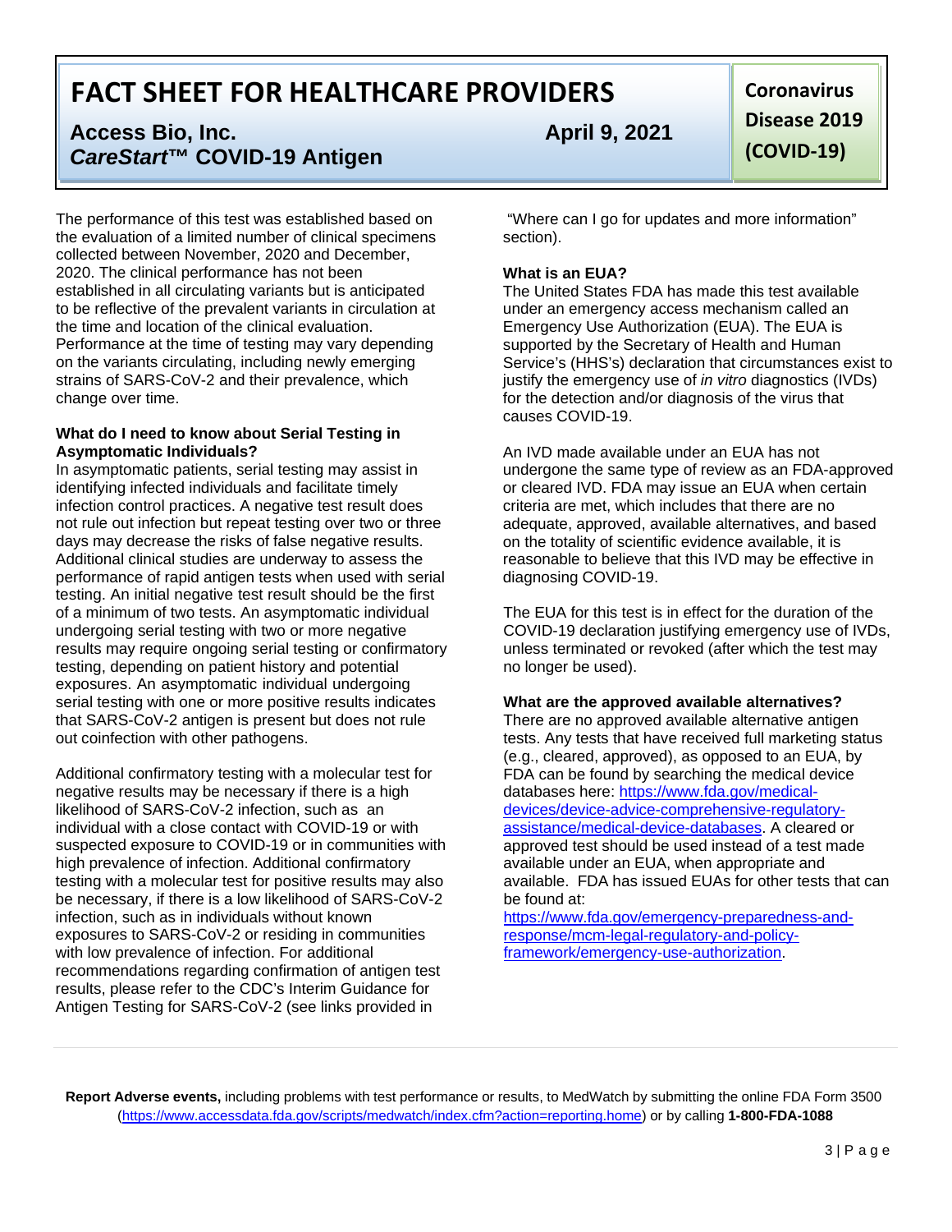The performance of this test was established based on the evaluation of a limited number of clinical specimens collected between November, 2020 and December, 2020. The clinical performance has not been established in all circulating variants but is anticipated to be reflective of the prevalent variants in circulation at the time and location of the clinical evaluation. Performance at the time of testing may vary depending on the variants circulating, including newly emerging strains of SARS-CoV-2 and their prevalence, which change over time.

**What do I need to know about Serial Testing in Asymptomatic Individuals?**

In asymptomatic patients, serial testing may assist in identifying infected individuals and facilitate timely infection control practices. A negative test result does not rule out infection but repeat testing over two or three days may decrease the risks of false negative results. Additional clinical studies are underway to assess the performance of rapid antigen tests when used with serial testing. An initial negative test result should be the first of a minimum of two tests. An asymptomatic individual undergoing serial testing with two or more negative results may require ongoing serial testing or confirmatory testing, depending on patient history and potential exposures. An asymptomatic individual undergoing serial testing with one or more positive results indicates that SARS-CoV-2 antigen is present but does not rule out coinfection with other pathogens.

Additional confirmatory testing with a molecular test for negative results may be necessary if there is a high likelihood of SARS-CoV-2 infection, such as an individual with a close contact with COVID-19 or with suspected exposure to COVID-19 or in communities with high prevalence of infection. Additional confirmatory testing with a molecular test for positive results may also be necessary, if there is a low likelihood of SARS-CoV-2 infection, such as in individuals without known exposures to SARS-CoV-2 or residing in communities with low prevalence of infection. For additional recommendations regarding confirmation of antigen test results, please refer to the CDC's Interim Guidance for Antigen Testing for SARS-CoV-2 (see links provided in "Where can I go for updates and more information" section).

**What is an EUA?**

The United States FDA has made this test available under an emergency access mechanism called an Emergency Use Authorization (EUA). The EUA is supported by the Secretary of Health and Human Service's (HHS's) declaration that circumstances exist to justify the emergency use of *in vitro* diagnostics (IVDs) for the detection and/or diagnosis of the virus that causes COVID-19.

An IVD made available under an EUA has not undergone the same type of review as an FDA-approved or cleared IVD. FDA may issue an EUA when certain criteria are met, which includes that there are no adequate, approved, available alternatives, and based on the totality of scientific evidence available, it is reasonable to believe that this IVD may be effective in diagnosing COVID-19.

The EUA for this test is in effect for the duration of the COVID-19 declaration justifying emergency use of IVDs, unless terminated or revoked (after which the test may no longer be used).

**What are the approved available alternatives?**

There are no approved available alternative antigen tests. Any tests that have received full marketing status (e.g., cleared, approved), as opposed to an EUA, by FDA can be found by searching the medical device databases here: https://www.fda.gov/medical-devices/device-advice-comprehensive-regulatory-assistance/medical-device-databases. A cleared or approved test should be used instead of a test made available under an EUA, when appropriate and available. FDA has issued EUAs for other tests that can be found at: https://www.fda.gov/emergency-preparedness-and-response/mcm-legal-regulatory-and-policy-framework/emergency-use-authorization.

**Report Adverse events,** including problems with test performance or results, to MedWatch by submitting the online FDA Form 3500 (https://www.accessdata.fda.gov/scripts/medwatch/index.cfm?action=reporting.home) or by calling **1-800-FDA-1088**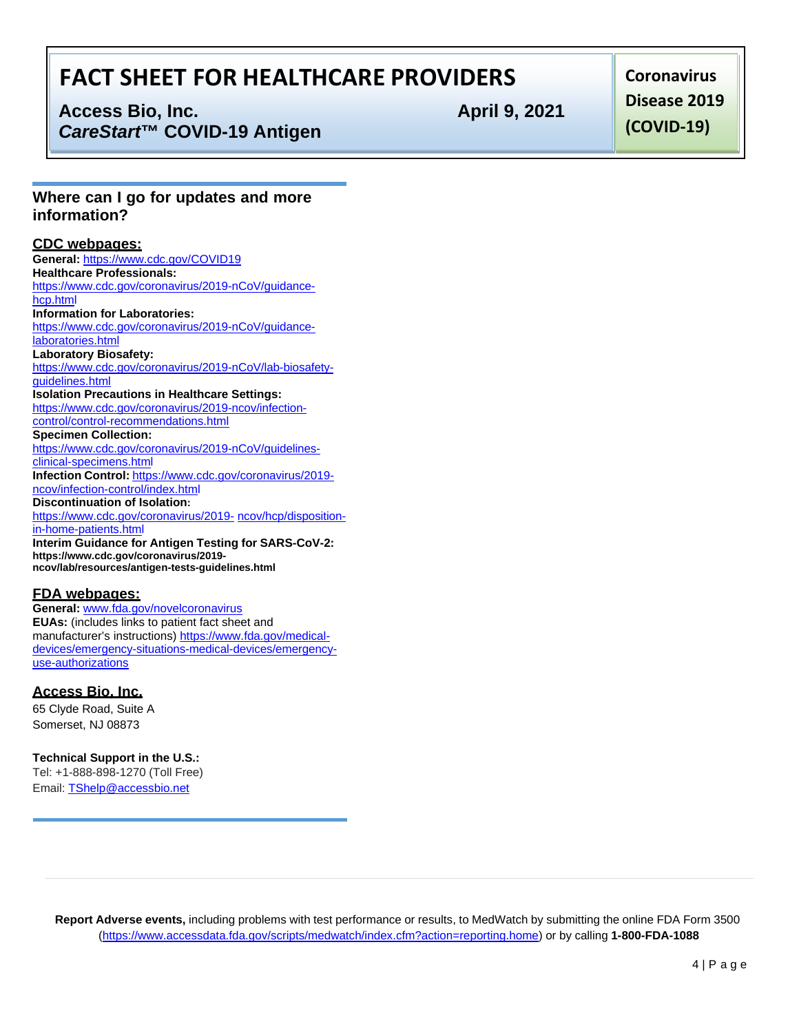# FACT SHEET FOR HEALTHCARE PROVIDERS

**Access Bio, Inc.**
***CareStart*™ COVID-19 Antigen**

**April 9, 2021**

**Coronavirus Disease 2019 (COVID-19)**

## Where can I go for updates and more information?

### CDC webpages:

**General:** https://www.cdc.gov/COVID19

**Healthcare Professionals:** https://www.cdc.gov/coronavirus/2019-nCoV/guidance-hcp.html

**Information for Laboratories:** https://www.cdc.gov/coronavirus/2019-nCoV/guidance-laboratories.html

**Laboratory Biosafety:** https://www.cdc.gov/coronavirus/2019-nCoV/lab-biosafety-guidelines.html

**Isolation Precautions in Healthcare Settings:** https://www.cdc.gov/coronavirus/2019-ncov/infection-control/control-recommendations.html

**Specimen Collection:** https://www.cdc.gov/coronavirus/2019-nCoV/guidelines-clinical-specimens.html

**Infection Control:** https://www.cdc.gov/coronavirus/2019-ncov/infection-control/index.html

**Discontinuation of Isolation:** https://www.cdc.gov/coronavirus/2019- ncov/hcp/disposition-in-home-patients.html

**Interim Guidance for Antigen Testing for SARS-CoV-2:** **https://www.cdc.gov/coronavirus/2019-ncov/lab/resources/antigen-tests-guidelines.html**

### FDA webpages:

**General:** www.fda.gov/novelcoronavirus

**EUAs:** (includes links to patient fact sheet and manufacturer's instructions) https://www.fda.gov/medical-devices/emergency-situations-medical-devices/emergency-use-authorizations

### Access Bio, Inc.

65 Clyde Road, Suite A
Somerset, NJ 08873

**Technical Support in the U.S.:**
Tel: +1-888-898-1270 (Toll Free)
Email: TShelp@accessbio.net

**Report Adverse events,** including problems with test performance or results, to MedWatch by submitting the online FDA Form 3500 (https://www.accessdata.fda.gov/scripts/medwatch/index.cfm?action=reporting.home) or by calling **1-800-FDA-1088**